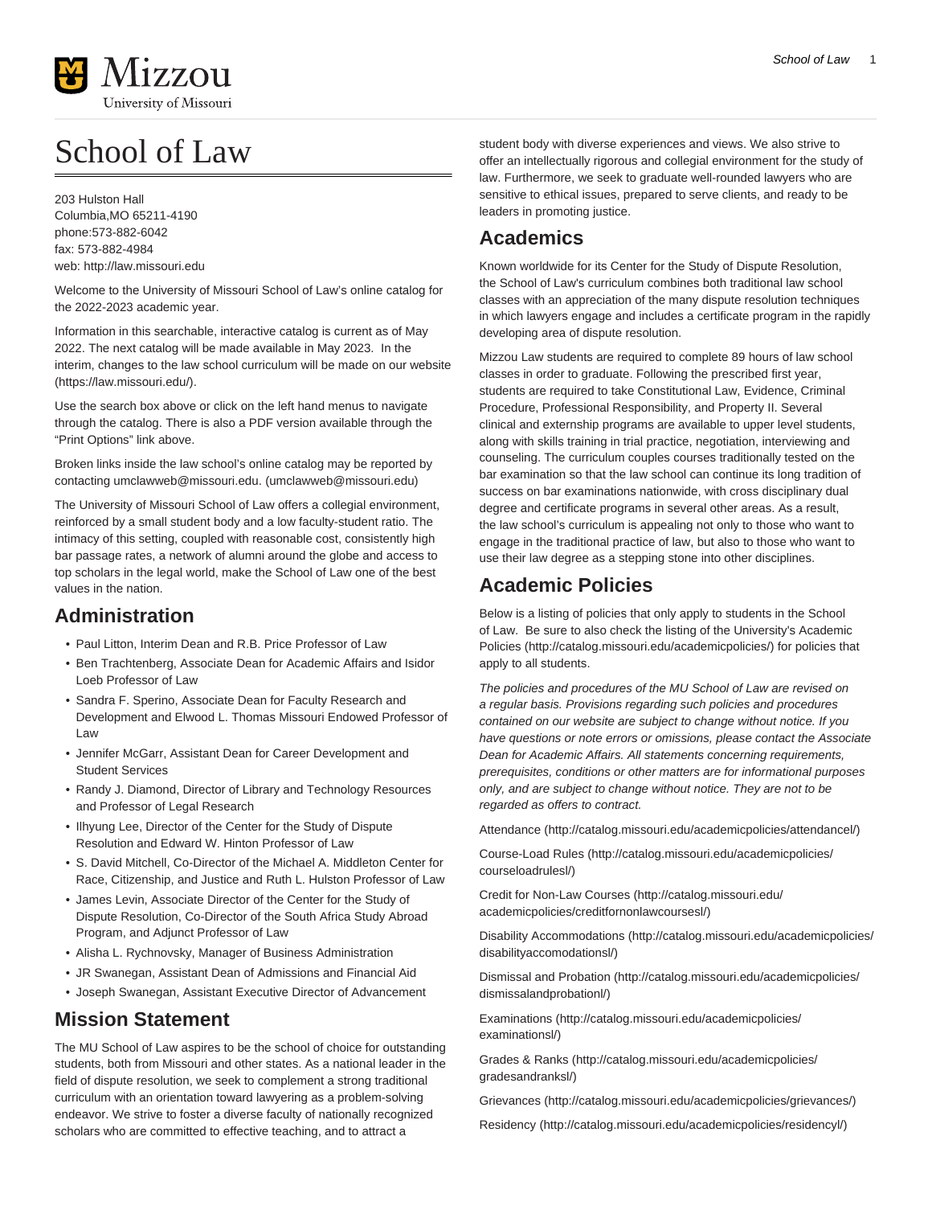# School of Law

203 Hulston Hall
Columbia,MO 65211-4190
phone:573-882-6042
fax: 573-882-4984
web: http://law.missouri.edu

Welcome to the University of Missouri School of Law's online catalog for the 2022-2023 academic year.

Information in this searchable, interactive catalog is current as of May 2022. The next catalog will be made available in May 2023. In the interim, changes to the law school curriculum will be made on our website (https://law.missouri.edu/).

Use the search box above or click on the left hand menus to navigate through the catalog. There is also a PDF version available through the "Print Options" link above.

Broken links inside the law school's online catalog may be reported by contacting umclawweb@missouri.edu. (umclawweb@missouri.edu)

The University of Missouri School of Law offers a collegial environment, reinforced by a small student body and a low faculty-student ratio. The intimacy of this setting, coupled with reasonable cost, consistently high bar passage rates, a network of alumni around the globe and access to top scholars in the legal world, make the School of Law one of the best values in the nation.

## Administration

- Paul Litton, Interim Dean and R.B. Price Professor of Law
- Ben Trachtenberg, Associate Dean for Academic Affairs and Isidor Loeb Professor of Law
- Sandra F. Sperino, Associate Dean for Faculty Research and Development and Elwood L. Thomas Missouri Endowed Professor of Law
- Jennifer McGarr, Assistant Dean for Career Development and Student Services
- Randy J. Diamond, Director of Library and Technology Resources and Professor of Legal Research
- Ilhyung Lee, Director of the Center for the Study of Dispute Resolution and Edward W. Hinton Professor of Law
- S. David Mitchell, Co-Director of the Michael A. Middleton Center for Race, Citizenship, and Justice and Ruth L. Hulston Professor of Law
- James Levin, Associate Director of the Center for the Study of Dispute Resolution, Co-Director of the South Africa Study Abroad Program, and Adjunct Professor of Law
- Alisha L. Rychnovsky, Manager of Business Administration
- JR Swanegan, Assistant Dean of Admissions and Financial Aid
- Joseph Swanegan, Assistant Executive Director of Advancement

## Mission Statement

The MU School of Law aspires to be the school of choice for outstanding students, both from Missouri and other states. As a national leader in the field of dispute resolution, we seek to complement a strong traditional curriculum with an orientation toward lawyering as a problem-solving endeavor. We strive to foster a diverse faculty of nationally recognized scholars who are committed to effective teaching, and to attract a student body with diverse experiences and views. We also strive to offer an intellectually rigorous and collegial environment for the study of law. Furthermore, we seek to graduate well-rounded lawyers who are sensitive to ethical issues, prepared to serve clients, and ready to be leaders in promoting justice.

## Academics

Known worldwide for its Center for the Study of Dispute Resolution, the School of Law's curriculum combines both traditional law school classes with an appreciation of the many dispute resolution techniques in which lawyers engage and includes a certificate program in the rapidly developing area of dispute resolution.

Mizzou Law students are required to complete 89 hours of law school classes in order to graduate. Following the prescribed first year, students are required to take Constitutional Law, Evidence, Criminal Procedure, Professional Responsibility, and Property II. Several clinical and externship programs are available to upper level students, along with skills training in trial practice, negotiation, interviewing and counseling. The curriculum couples courses traditionally tested on the bar examination so that the law school can continue its long tradition of success on bar examinations nationwide, with cross disciplinary dual degree and certificate programs in several other areas. As a result, the law school's curriculum is appealing not only to those who want to engage in the traditional practice of law, but also to those who want to use their law degree as a stepping stone into other disciplines.

## Academic Policies

Below is a listing of policies that only apply to students in the School of Law. Be sure to also check the listing of the University's Academic Policies (http://catalog.missouri.edu/academicpolicies/) for policies that apply to all students.

*The policies and procedures of the MU School of Law are revised on a regular basis. Provisions regarding such policies and procedures contained on our website are subject to change without notice. If you have questions or note errors or omissions, please contact the Associate Dean for Academic Affairs. All statements concerning requirements, prerequisites, conditions or other matters are for informational purposes only, and are subject to change without notice. They are not to be regarded as offers to contract.*

Attendance (http://catalog.missouri.edu/academicpolicies/attendancel/)

Course-Load Rules (http://catalog.missouri.edu/academicpolicies/courseloadrulesl/)

Credit for Non-Law Courses (http://catalog.missouri.edu/academicpolicies/creditfornonlawcoursesl/)

Disability Accommodations (http://catalog.missouri.edu/academicpolicies/disabilityaccomodationsl/)

Dismissal and Probation (http://catalog.missouri.edu/academicpolicies/dismissalandprobationl/)

Examinations (http://catalog.missouri.edu/academicpolicies/examinationsl/)

Grades & Ranks (http://catalog.missouri.edu/academicpolicies/gradesandranksl/)

Grievances (http://catalog.missouri.edu/academicpolicies/grievances/)

Residency (http://catalog.missouri.edu/academicpolicies/residencyl/)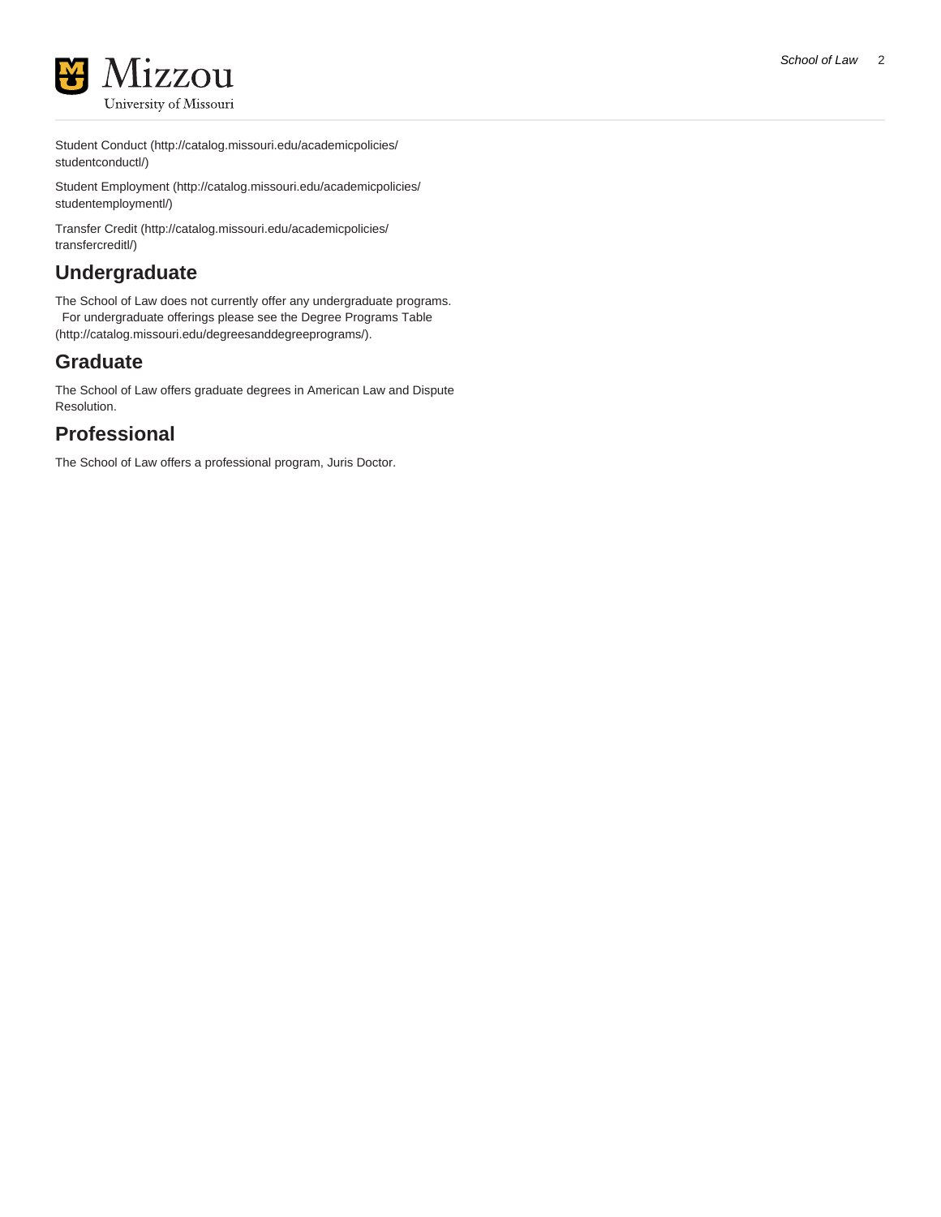Student Conduct (http://catalog.missouri.edu/academicpolicies/studentconductl/)

Student Employment (http://catalog.missouri.edu/academicpolicies/studentemploymentl/)

Transfer Credit (http://catalog.missouri.edu/academicpolicies/transfercreditl/)

## Undergraduate

The School of Law does not currently offer any undergraduate programs. For undergraduate offerings please see the Degree Programs Table (http://catalog.missouri.edu/degreesanddegreeprograms/).

## Graduate

The School of Law offers graduate degrees in American Law and Dispute Resolution.

## Professional

The School of Law offers a professional program, Juris Doctor.